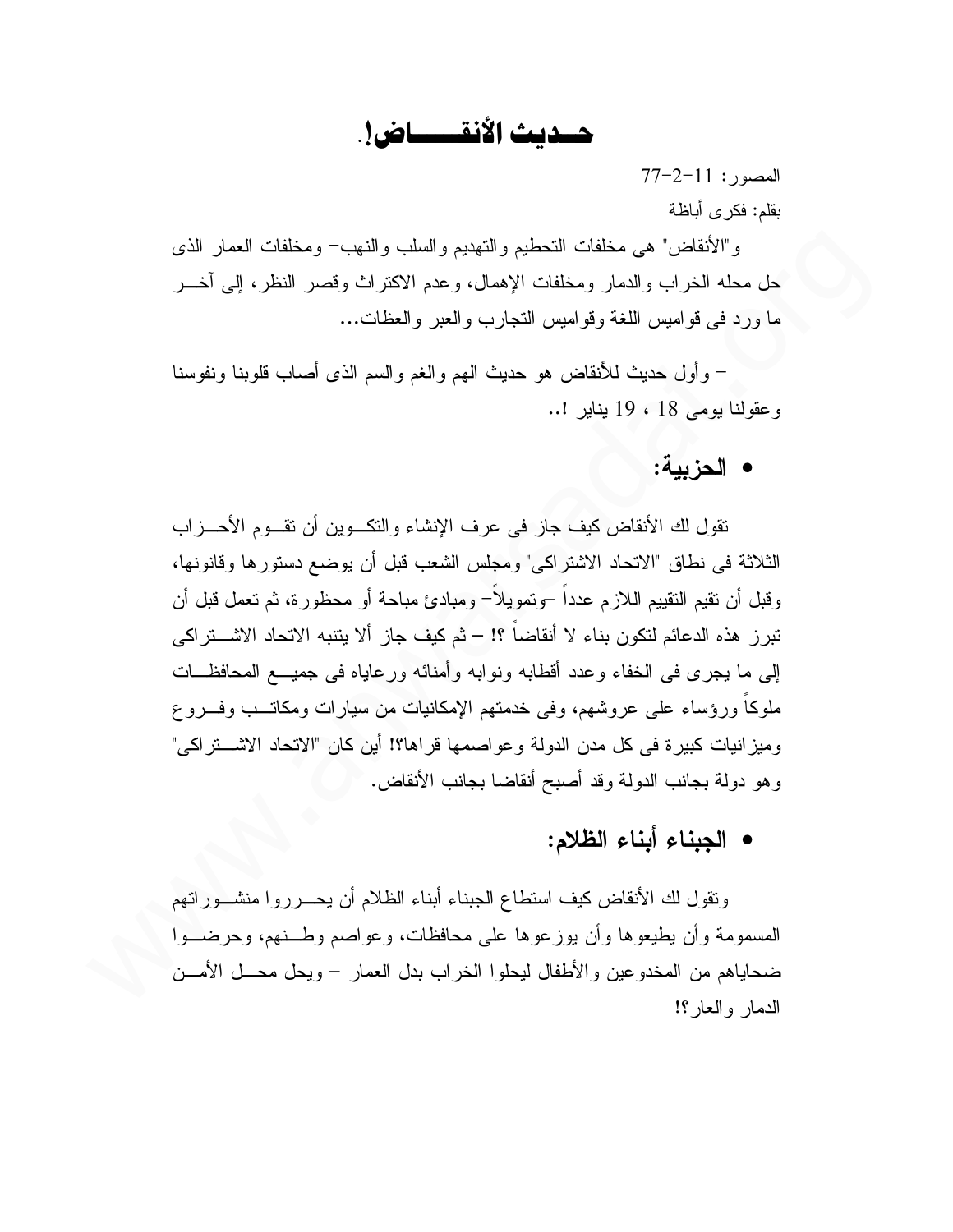# حــديث الأنقـــــاض!.

المصور: 11-2-77

بقلم: فكرى أباظة

و"الأنقاض" هى مخلفات التحطيم والتهديم والسلب والنهب- ومخلفات العمار الذى حل محله الخراب والدمار ومخلفات الإهمال، وعدم الاكتراث وقصر النظر، إلى آخــر ما ورد فى قواميس اللغة وقواميس التجارب والعبر والعظات...

- وأول حديث للأنقاض هو حديث الهم والغم والسم الذى أصاب قلوبنا ونفوسنا وعقولنا يومى 18 ، 19 يناير !..

- **الحزبية:**

تقول لك الأنقاض كيف جاز فى عرف الإنشاء والتكـوين أن تقـوم الأحـزاب الثلاثة فى نطاق "الاتحاد الاشتراكى" ومجلس الشعب قبل أن يوضع دستورها وقانونها، وقبل أن تقيم التقييم اللازم عدداً -وتمويلاً- ومبادئ مباحة أو محظورة، ثم تعمل قبل أن تبرز هذه الدعائم لتكون بناء لا أنقاضاً ؟! - ثم كيف جاز ألا يتنبه الاتحاد الاشـتراكى إلى ما يجرى فى الخفاء وعدد أقطابه ونوابه وأمنائه ورعاياه فى جميـع المحافظـات ملوكاً ورؤساء على عروشهم، وفى خدمتهم الإمكانيات من سيارات ومكاتـب وفـروع وميزانيات كبيرة فى كل مدن الدولة وعواصمها قراها؟! أين كان "الاتحاد الاشـتراكى" وهو دولة بجانب الدولة وقد أصبح أنقاضا بجانب الأنقاض.

- **الجبناء أبناء الظلام:**

وتقول لك الأنقاض كيف استطاع الجبناء أبناء الظلام أن يحـرروا منشـوراتهم المسمومة وأن يطبعوها وأن يوزعوها على محافظات، وعواصم وطـنهم، وحرضـوا ضحاياهم من المخدوعين والأطفال ليحلوا الخراب بدل العمار - ويحل محـل الأمـن الدمار والعار؟!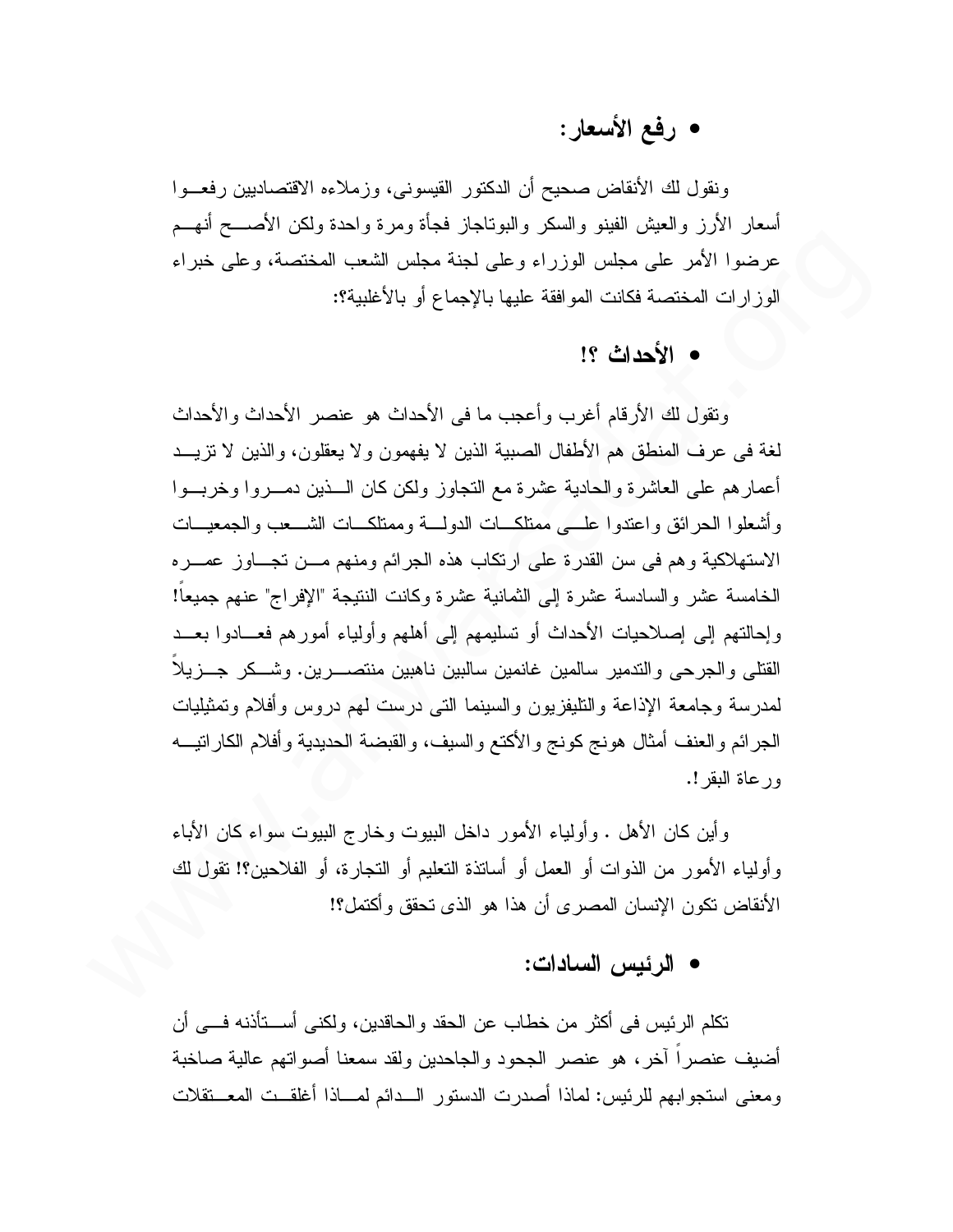- **رفع الأسعار:**

ونقول لك الأنقاض صحيح أن الدكتور القيسونى، وزملاءه الاقتصاديين رفعوا أسعار الأرز والعيش الفينو والسكر والبوتاجاز فجأة ومرة واحدة ولكن الأصح أنهم عرضوا الأمر على مجلس الوزراء وعلى لجنة مجلس الشعب المختصة، وعلى خبراء الوزارات المختصة فكانت الموافقة عليها بالإجماع أو بالأغلبية؟:

- **الأحداث ؟!**

وتقول لك الأرقام أغرب وأعجب ما فى الأحداث هو عنصر الأحداث والأحداث لغة فى عرف المنطق هم الأطفال الصبية الذين لا يفهمون ولا يعقلون، والذين لا تزيد أعمارهم على العاشرة والحادية عشرة مع التجاوز ولكن كان الذين دمروا وخربوا وأشعلوا الحرائق واعتدوا على ممتلكات الدولة وممتلكات الشعب والجمعيات الاستهلاكية وهم فى سن القدرة على ارتكاب هذه الجرائم ومنهم من تجاوز عمره الخامسة عشر والسادسة عشرة إلى الثامنية عشرة وكانت النتيجة "الإفراج" عنهم جميعاً! وإحالتهم إلى إصلاحيات الأحداث أو تسليمهم إلى أهلهم وأولياء أمورهم فعادوا بعد القتلى والجرحى والتدمير سالمين غانمين سالبين ناهبين منتصرين. وشكر جزيلاً لمدرسة وجامعة الإذاعة والتليفزيون والسينما التى درست لهم دروس وأفلام وتمثيليات الجرائم والعنف أمثال هونج كونج والأكتع والسيف، والقبضة الحديدية وأفلام الكاراتيه ورعاة البقر!.

وأين كان الأهل . وأولياء الأمور داخل البيوت وخارج البيوت سواء كان الأباء وأولياء الأمور من الذوات أو العمل أو أساتذة التعليم أو التجارة، أو الفلاحين؟! تقول لك الأنقاض تكون الإنسان المصرى أن هذا هو الذى تحقق وأكتمل؟!

- **الرئيس السادات:**

تكلم الرئيس فى أكثر من خطاب عن الحقد والحاقدين، ولكنى أستأذنه فى أن أضيف عنصراً آخر، هو عنصر الجحود والجاحدين ولقد سمعنا أصواتهم عالية صاخبة ومعنى استجوابهم للرئيس: لماذا أصدرت الدستور الدائم لماذا أغلقت المعتقلات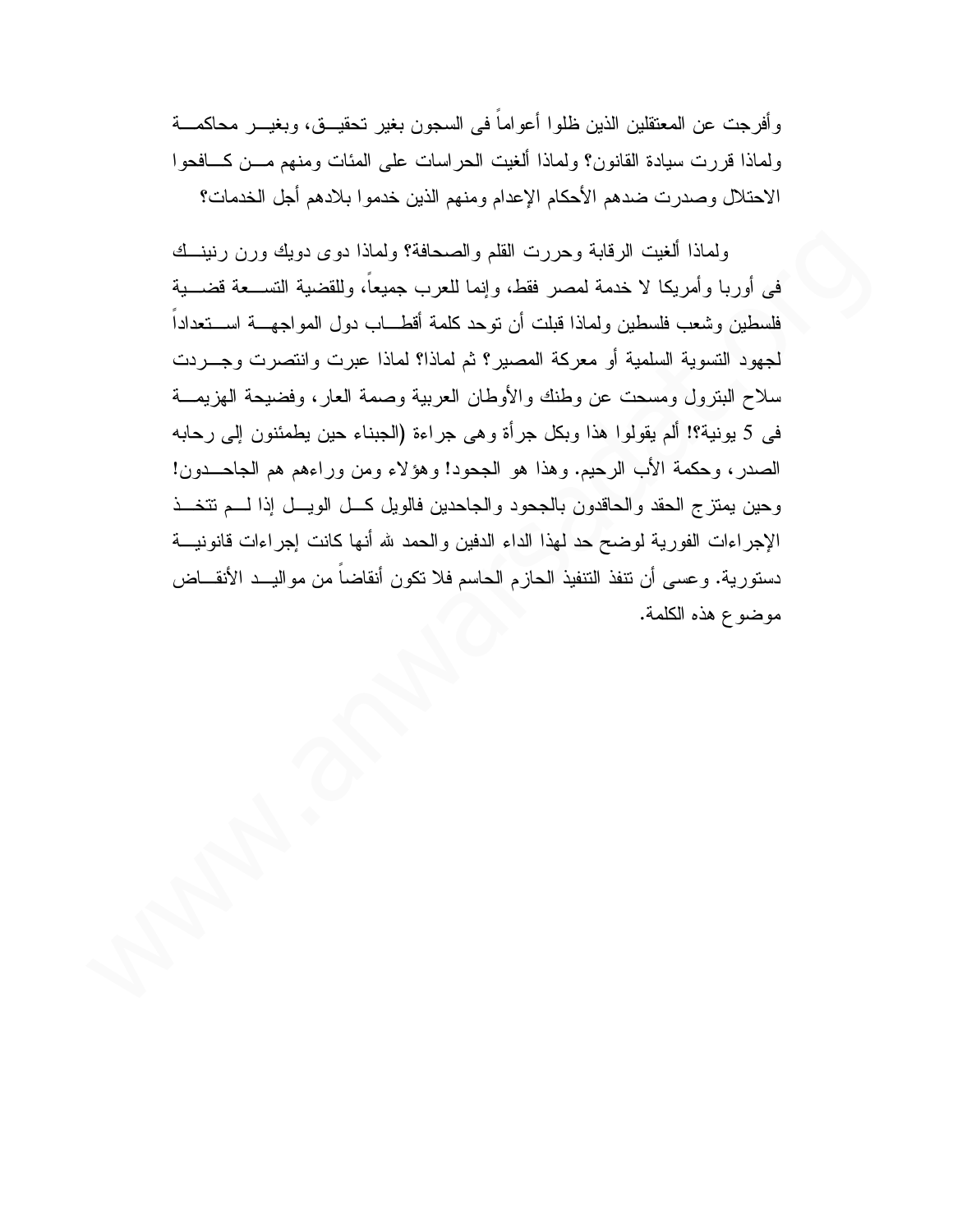وأفرجت عن المعتقلين الذين ظلوا أعواماً فى السجون بغير تحقيق، وبغير محاكمة ولماذا قررت سيادة القانون؟ ولماذا ألغيت الحراسات على المئات ومنهم من كافحوا الاحتلال وصدرت ضدهم الأحكام الإعدام ومنهم الذين خدموا بلادهم أجل الخدمات؟

ولماذا ألغيت الرقابة وحررت القلم والصحافة؟ ولماذا دوى دويك ورن رنينك فى أوربا وأمريكا لا خدمة لمصر فقط، وإنما للعرب جميعاً، وللقضية التسعة قضية فلسطين وشعب فلسطين ولماذا قبلت أن توحد كلمة أقطاب دول المواجهة استعداداً لجهود التسوية السلمية أو معركة المصير؟ ثم لماذا؟ لماذا عبرت وانتصرت وجردت سلاح البترول ومسحت عن وطنك والأوطان العربية وصمة العار، وفضيحة الهزيمة فى 5 يونية؟! ألم يقولوا هذا وبكل جرأة وهى جراءة (الجبناء حين يطمئنون إلى رحابه الصدر، وحكمة الأب الرحيم. وهذا هو الجحود! وهؤلاء ومن وراءهم هم الجاحدون! وحين يمتزج الحقد والحاقدون بالجحود والجاحدين فالويل كل الويل إذا لم تتخذ الإجراءات الفورية لوضح حد لهذا الداء الدفين والحمد لله أنها كانت إجراءات قانونية دستورية. وعسى أن تنفذ التنفيذ الحازم الحاسم فلا تكون أنقاضاً من مواليد الأنقاض موضوع هذه الكلمة.